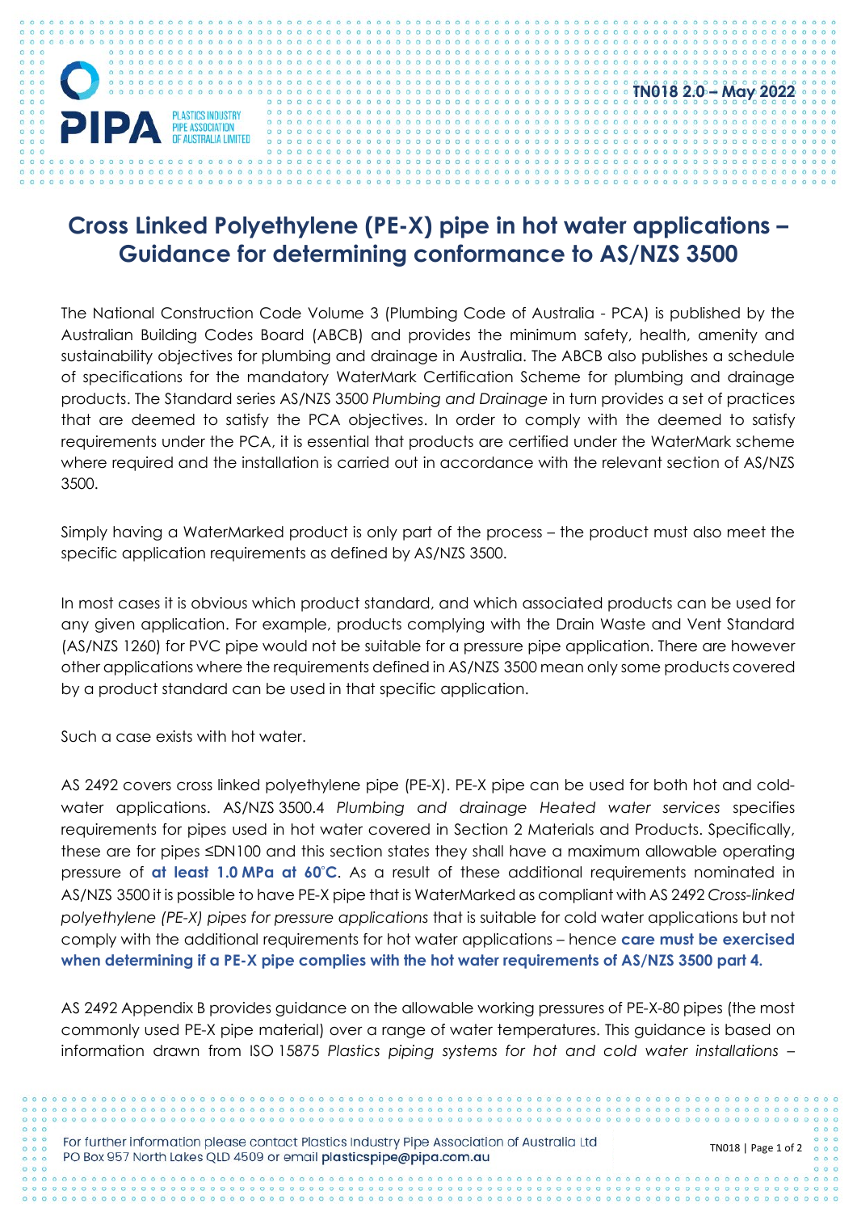TN018 2.0 – May 2022

# Cross Linked Polyethylene (PE-X) pipe in hot water applications – Guidance for determining conformance to AS/NZS 3500

The National Construction Code Volume 3 (Plumbing Code of Australia - PCA) is published by the Australian Building Codes Board (ABCB) and provides the minimum safety, health, amenity and sustainability objectives for plumbing and drainage in Australia. The ABCB also publishes a schedule of specifications for the mandatory WaterMark Certification Scheme for plumbing and drainage products. The Standard series AS/NZS 3500 *Plumbing and Drainage* in turn provides a set of practices that are deemed to satisfy the PCA objectives. In order to comply with the deemed to satisfy requirements under the PCA, it is essential that products are certified under the WaterMark scheme where required and the installation is carried out in accordance with the relevant section of AS/NZS 3500.

Simply having a WaterMarked product is only part of the process – the product must also meet the specific application requirements as defined by AS/NZS 3500.

In most cases it is obvious which product standard, and which associated products can be used for any given application. For example, products complying with the Drain Waste and Vent Standard (AS/NZS 1260) for PVC pipe would not be suitable for a pressure pipe application. There are however other applications where the requirements defined in AS/NZS 3500 mean only some products covered by a product standard can be used in that specific application.

Such a case exists with hot water.

AS 2492 covers cross linked polyethylene pipe (PE-X). PE-X pipe can be used for both hot and cold-water applications. AS/NZS 3500.4 *Plumbing and drainage Heated water services* specifies requirements for pipes used in hot water covered in Section 2 Materials and Products. Specifically, these are for pipes ≤DN100 and this section states they shall have a maximum allowable operating pressure of **at least 1.0 MPa at 60°C**. As a result of these additional requirements nominated in AS/NZS 3500 it is possible to have PE-X pipe that is WaterMarked as compliant with AS 2492 *Cross-linked polyethylene (PE-X) pipes for pressure applications* that is suitable for cold water applications but not comply with the additional requirements for hot water applications – hence **care must be exercised when determining if a PE-X pipe complies with the hot water requirements of AS/NZS 3500 part 4.**

AS 2492 Appendix B provides guidance on the allowable working pressures of PE-X-80 pipes (the most commonly used PE-X pipe material) over a range of water temperatures. This guidance is based on information drawn from ISO 15875 *Plastics piping systems for hot and cold water installations –*

For further information please contact Plastics Industry Pipe Association of Australia Ltd PO Box 957 North Lakes QLD 4509 or email plasticspipe@pipa.com.au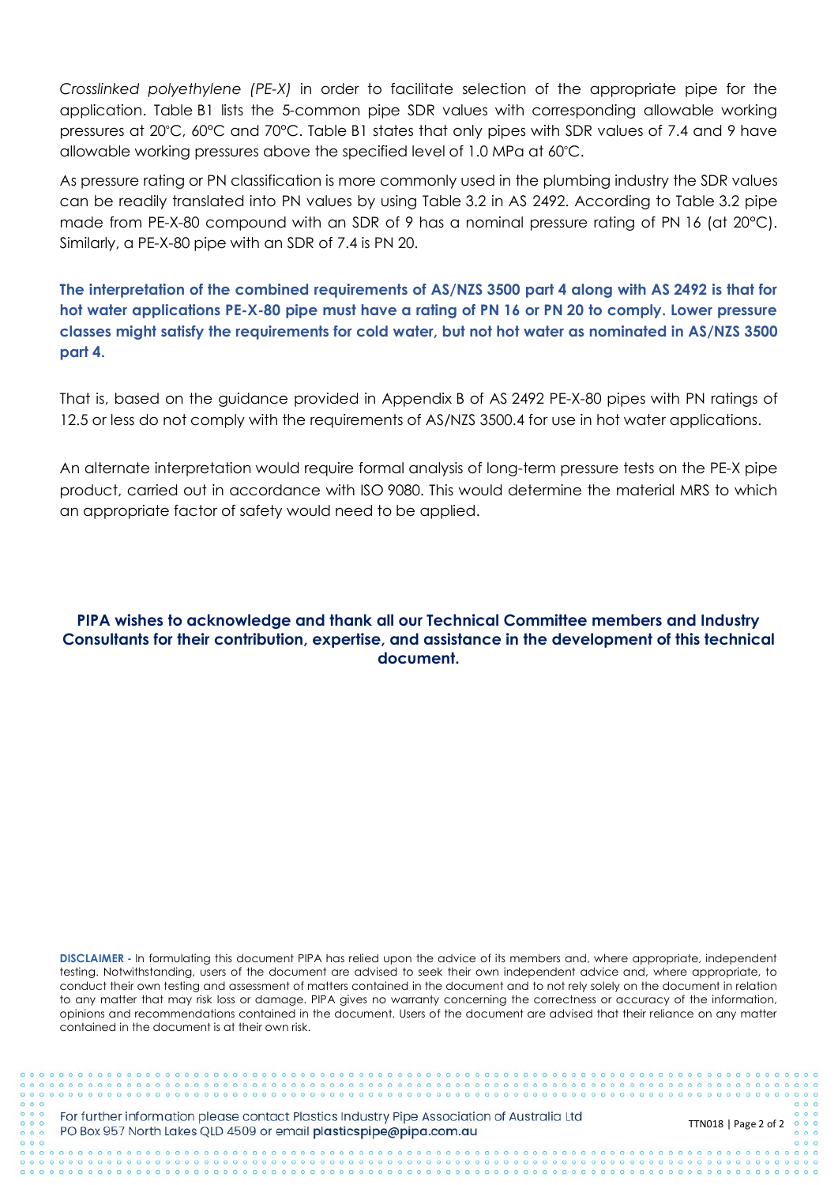*Crosslinked polyethylene (PE-X)* in order to facilitate selection of the appropriate pipe for the application. Table B1 lists the 5-common pipe SDR values with corresponding allowable working pressures at 20°C, 60°C and 70°C. Table B1 states that only pipes with SDR values of 7.4 and 9 have allowable working pressures above the specified level of 1.0 MPa at 60°C.

As pressure rating or PN classification is more commonly used in the plumbing industry the SDR values can be readily translated into PN values by using Table 3.2 in AS 2492. According to Table 3.2 pipe made from PE-X-80 compound with an SDR of 9 has a nominal pressure rating of PN 16 (at 20°C). Similarly, a PE-X-80 pipe with an SDR of 7.4 is PN 20.

**The interpretation of the combined requirements of AS/NZS 3500 part 4 along with AS 2492 is that for hot water applications PE-X-80 pipe must have a rating of PN 16 or PN 20 to comply. Lower pressure classes might satisfy the requirements for cold water, but not hot water as nominated in AS/NZS 3500 part 4.**

That is, based on the guidance provided in Appendix B of AS 2492 PE-X-80 pipes with PN ratings of 12.5 or less do not comply with the requirements of AS/NZS 3500.4 for use in hot water applications.

An alternate interpretation would require formal analysis of long-term pressure tests on the PE-X pipe product, carried out in accordance with ISO 9080. This would determine the material MRS to which an appropriate factor of safety would need to be applied.

**PIPA wishes to acknowledge and thank all our Technical Committee members and Industry Consultants for their contribution, expertise, and assistance in the development of this technical document.**

**DISCLAIMER -** In formulating this document PIPA has relied upon the advice of its members and, where appropriate, independent testing. Notwithstanding, users of the document are advised to seek their own independent advice and, where appropriate, to conduct their own testing and assessment of matters contained in the document and to not rely solely on the document in relation to any matter that may risk loss or damage. PIPA gives no warranty concerning the correctness or accuracy of the information, opinions and recommendations contained in the document. Users of the document are advised that their reliance on any matter contained in the document is at their own risk.

For further information please contact Plastics Industry Pipe Association of Australia Ltd
PO Box 957 North Lakes QLD 4509 or email **plasticspipe@pipa.com.au**

TTN018